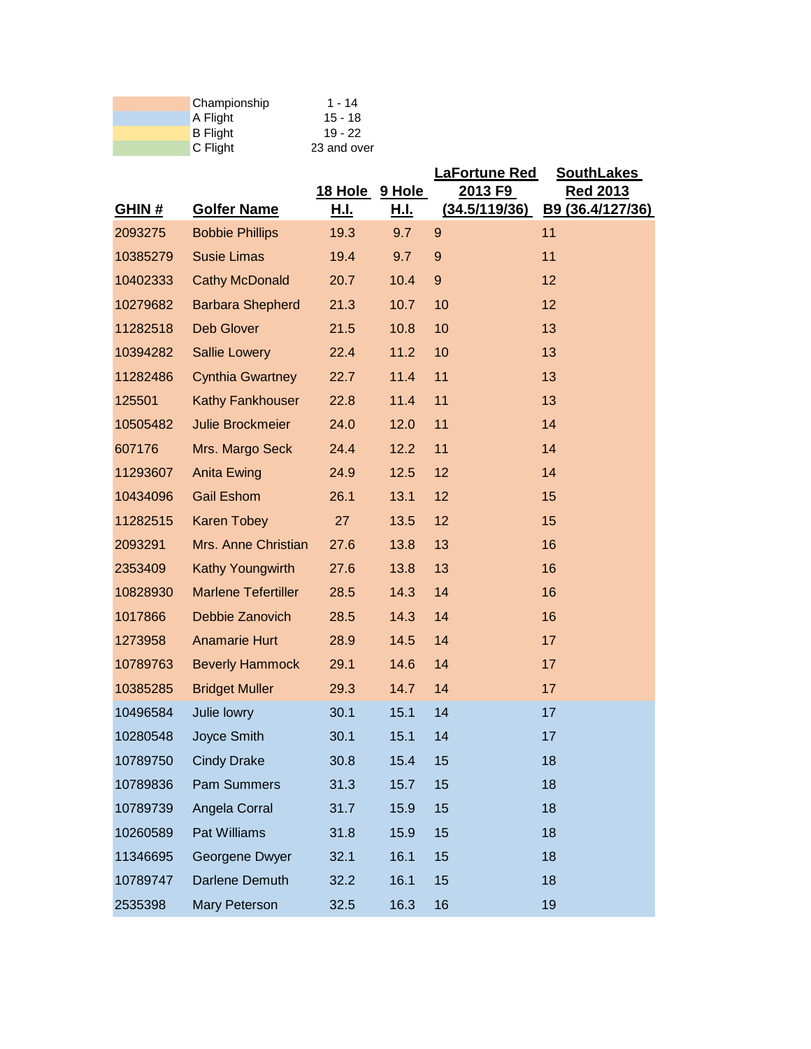| | Flight | Range |
|---|---|---|
| | Championship | 1 - 14 |
| | A Flight | 15 - 18 |
| | B Flight | 19 - 22 |
| | C Flight | 23 and over |

| GHIN # | Golfer Name | 18 Hole H.I. | 9 Hole H.I. | LaFortune Red 2013 F9 (34.5/119/36) | SouthLakes Red 2013 B9 (36.4/127/36) |
|---|---|---|---|---|---|
| 2093275 | Bobbie Phillips | 19.3 | 9.7 | 9 | 11 |
| 10385279 | Susie Limas | 19.4 | 9.7 | 9 | 11 |
| 10402333 | Cathy McDonald | 20.7 | 10.4 | 9 | 12 |
| 10279682 | Barbara Shepherd | 21.3 | 10.7 | 10 | 12 |
| 11282518 | Deb Glover | 21.5 | 10.8 | 10 | 13 |
| 10394282 | Sallie Lowery | 22.4 | 11.2 | 10 | 13 |
| 11282486 | Cynthia Gwartney | 22.7 | 11.4 | 11 | 13 |
| 125501 | Kathy Fankhouser | 22.8 | 11.4 | 11 | 13 |
| 10505482 | Julie Brockmeier | 24.0 | 12.0 | 11 | 14 |
| 607176 | Mrs. Margo Seck | 24.4 | 12.2 | 11 | 14 |
| 11293607 | Anita Ewing | 24.9 | 12.5 | 12 | 14 |
| 10434096 | Gail Eshom | 26.1 | 13.1 | 12 | 15 |
| 11282515 | Karen Tobey | 27 | 13.5 | 12 | 15 |
| 2093291 | Mrs. Anne Christian | 27.6 | 13.8 | 13 | 16 |
| 2353409 | Kathy Youngwirth | 27.6 | 13.8 | 13 | 16 |
| 10828930 | Marlene Tefertiller | 28.5 | 14.3 | 14 | 16 |
| 1017866 | Debbie Zanovich | 28.5 | 14.3 | 14 | 16 |
| 1273958 | Anamarie Hurt | 28.9 | 14.5 | 14 | 17 |
| 10789763 | Beverly Hammock | 29.1 | 14.6 | 14 | 17 |
| 10385285 | Bridget Muller | 29.3 | 14.7 | 14 | 17 |
| 10496584 | Julie lowry | 30.1 | 15.1 | 14 | 17 |
| 10280548 | Joyce Smith | 30.1 | 15.1 | 14 | 17 |
| 10789750 | Cindy Drake | 30.8 | 15.4 | 15 | 18 |
| 10789836 | Pam Summers | 31.3 | 15.7 | 15 | 18 |
| 10789739 | Angela Corral | 31.7 | 15.9 | 15 | 18 |
| 10260589 | Pat Williams | 31.8 | 15.9 | 15 | 18 |
| 11346695 | Georgene Dwyer | 32.1 | 16.1 | 15 | 18 |
| 10789747 | Darlene Demuth | 32.2 | 16.1 | 15 | 18 |
| 2535398 | Mary Peterson | 32.5 | 16.3 | 16 | 19 |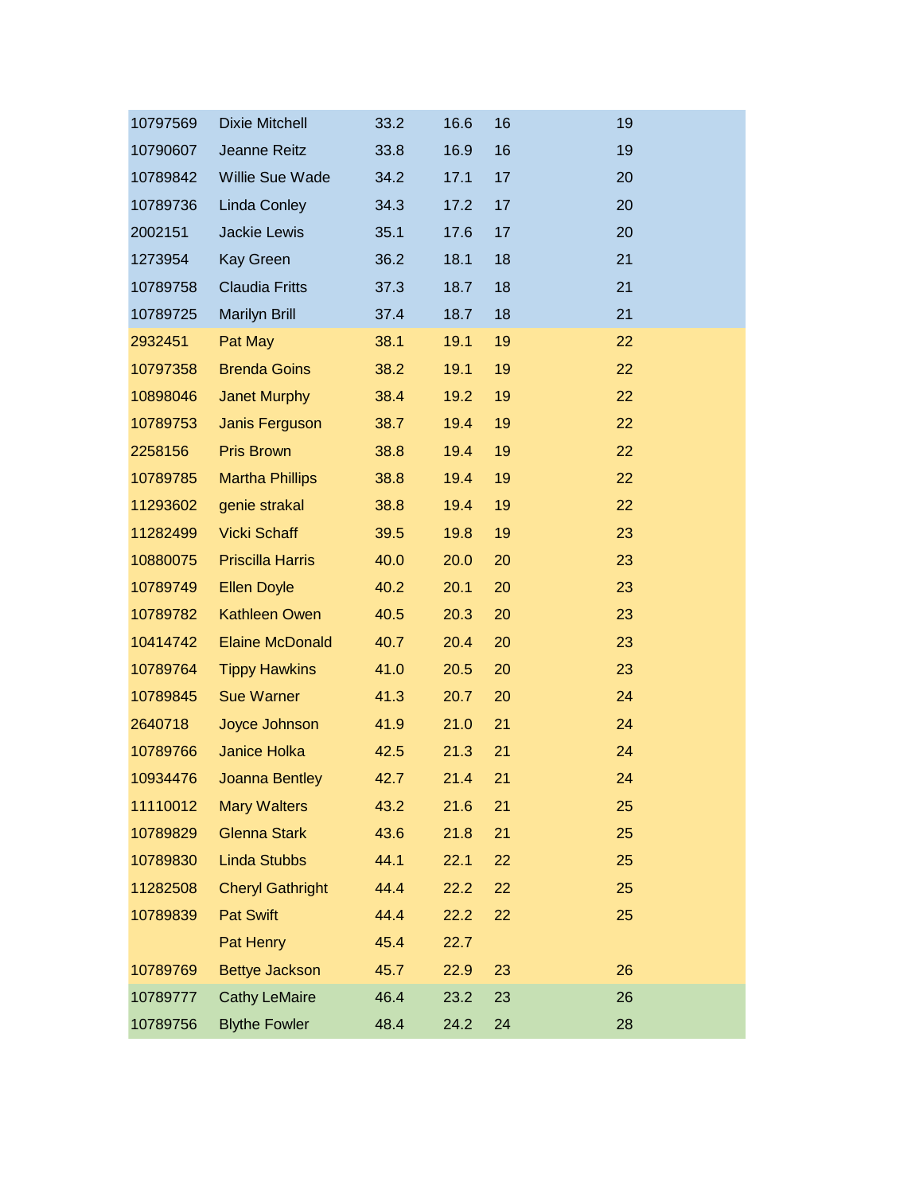| | | | | | |
|---|---|---|---|---|---|
| 10797569 | Dixie Mitchell | 33.2 | 16.6 | 16 | 19 |
| 10790607 | Jeanne Reitz | 33.8 | 16.9 | 16 | 19 |
| 10789842 | Willie Sue Wade | 34.2 | 17.1 | 17 | 20 |
| 10789736 | Linda Conley | 34.3 | 17.2 | 17 | 20 |
| 2002151 | Jackie Lewis | 35.1 | 17.6 | 17 | 20 |
| 1273954 | Kay Green | 36.2 | 18.1 | 18 | 21 |
| 10789758 | Claudia Fritts | 37.3 | 18.7 | 18 | 21 |
| 10789725 | Marilyn Brill | 37.4 | 18.7 | 18 | 21 |
| 2932451 | Pat May | 38.1 | 19.1 | 19 | 22 |
| 10797358 | Brenda Goins | 38.2 | 19.1 | 19 | 22 |
| 10898046 | Janet Murphy | 38.4 | 19.2 | 19 | 22 |
| 10789753 | Janis Ferguson | 38.7 | 19.4 | 19 | 22 |
| 2258156 | Pris Brown | 38.8 | 19.4 | 19 | 22 |
| 10789785 | Martha Phillips | 38.8 | 19.4 | 19 | 22 |
| 11293602 | genie strakal | 38.8 | 19.4 | 19 | 22 |
| 11282499 | Vicki Schaff | 39.5 | 19.8 | 19 | 23 |
| 10880075 | Priscilla Harris | 40.0 | 20.0 | 20 | 23 |
| 10789749 | Ellen Doyle | 40.2 | 20.1 | 20 | 23 |
| 10789782 | Kathleen Owen | 40.5 | 20.3 | 20 | 23 |
| 10414742 | Elaine McDonald | 40.7 | 20.4 | 20 | 23 |
| 10789764 | Tippy Hawkins | 41.0 | 20.5 | 20 | 23 |
| 10789845 | Sue Warner | 41.3 | 20.7 | 20 | 24 |
| 2640718 | Joyce Johnson | 41.9 | 21.0 | 21 | 24 |
| 10789766 | Janice Holka | 42.5 | 21.3 | 21 | 24 |
| 10934476 | Joanna Bentley | 42.7 | 21.4 | 21 | 24 |
| 11110012 | Mary Walters | 43.2 | 21.6 | 21 | 25 |
| 10789829 | Glenna Stark | 43.6 | 21.8 | 21 | 25 |
| 10789830 | Linda Stubbs | 44.1 | 22.1 | 22 | 25 |
| 11282508 | Cheryl Gathright | 44.4 | 22.2 | 22 | 25 |
| 10789839 | Pat Swift | 44.4 | 22.2 | 22 | 25 |
| | Pat Henry | 45.4 | 22.7 | | |
| 10789769 | Bettye Jackson | 45.7 | 22.9 | 23 | 26 |
| 10789777 | Cathy LeMaire | 46.4 | 23.2 | 23 | 26 |
| 10789756 | Blythe Fowler | 48.4 | 24.2 | 24 | 28 |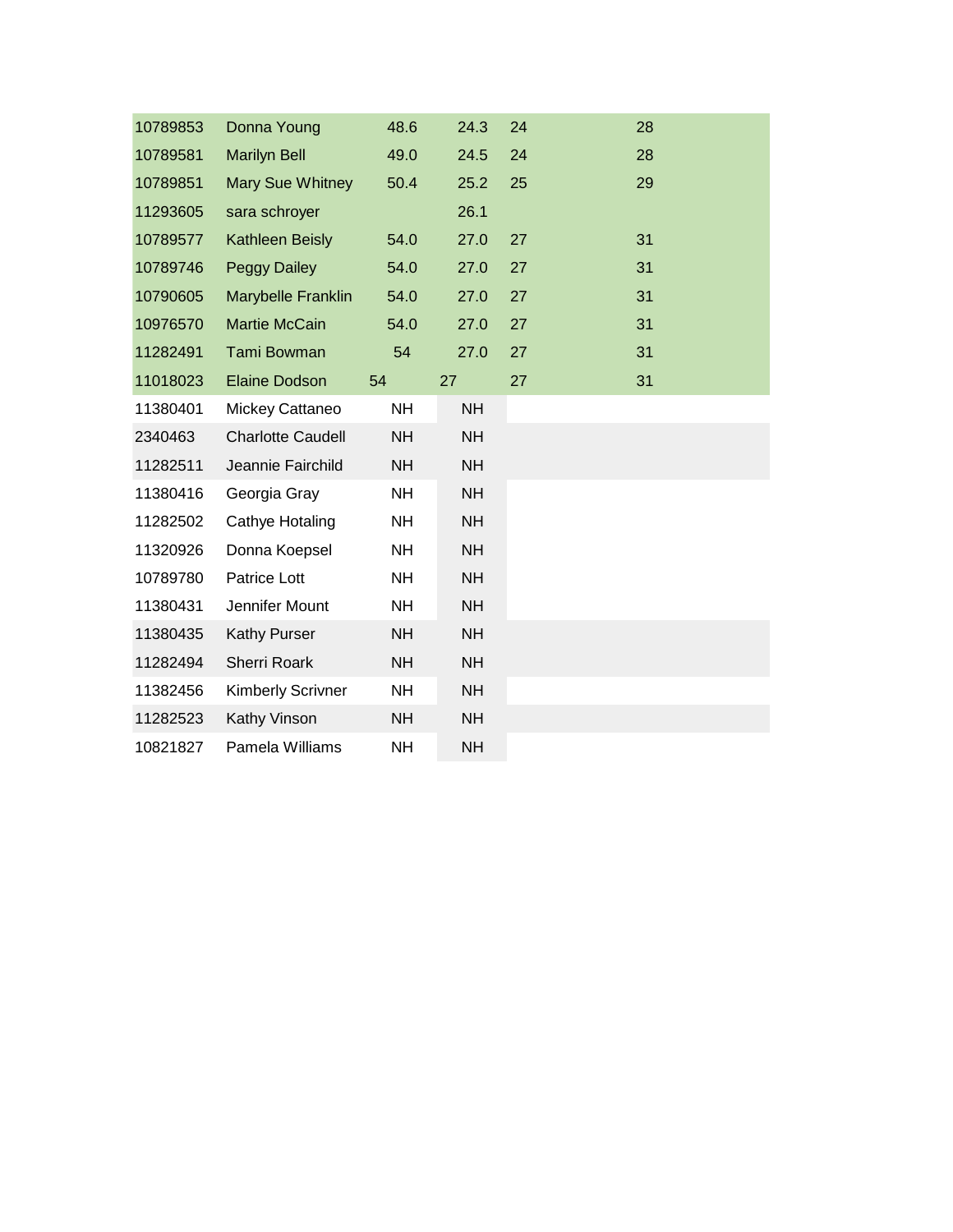| | | | | | |
|---|---|---|---|---|---|
| 10789853 | Donna Young | 48.6 | 24.3 | 24 | 28 |
| 10789581 | Marilyn Bell | 49.0 | 24.5 | 24 | 28 |
| 10789851 | Mary Sue Whitney | 50.4 | 25.2 | 25 | 29 |
| 11293605 | sara schroyer | | 26.1 | | |
| 10789577 | Kathleen Beisly | 54.0 | 27.0 | 27 | 31 |
| 10789746 | Peggy Dailey | 54.0 | 27.0 | 27 | 31 |
| 10790605 | Marybelle Franklin | 54.0 | 27.0 | 27 | 31 |
| 10976570 | Martie McCain | 54.0 | 27.0 | 27 | 31 |
| 11282491 | Tami Bowman | 54 | 27.0 | 27 | 31 |
| 11018023 | Elaine Dodson | 54 | 27 | 27 | 31 |
| 11380401 | Mickey Cattaneo | NH | NH | | |
| 2340463 | Charlotte Caudell | NH | NH | | |
| 11282511 | Jeannie Fairchild | NH | NH | | |
| 11380416 | Georgia Gray | NH | NH | | |
| 11282502 | Cathye Hotaling | NH | NH | | |
| 11320926 | Donna Koepsel | NH | NH | | |
| 10789780 | Patrice Lott | NH | NH | | |
| 11380431 | Jennifer Mount | NH | NH | | |
| 11380435 | Kathy Purser | NH | NH | | |
| 11282494 | Sherri Roark | NH | NH | | |
| 11382456 | Kimberly Scrivner | NH | NH | | |
| 11282523 | Kathy Vinson | NH | NH | | |
| 10821827 | Pamela Williams | NH | NH | | |